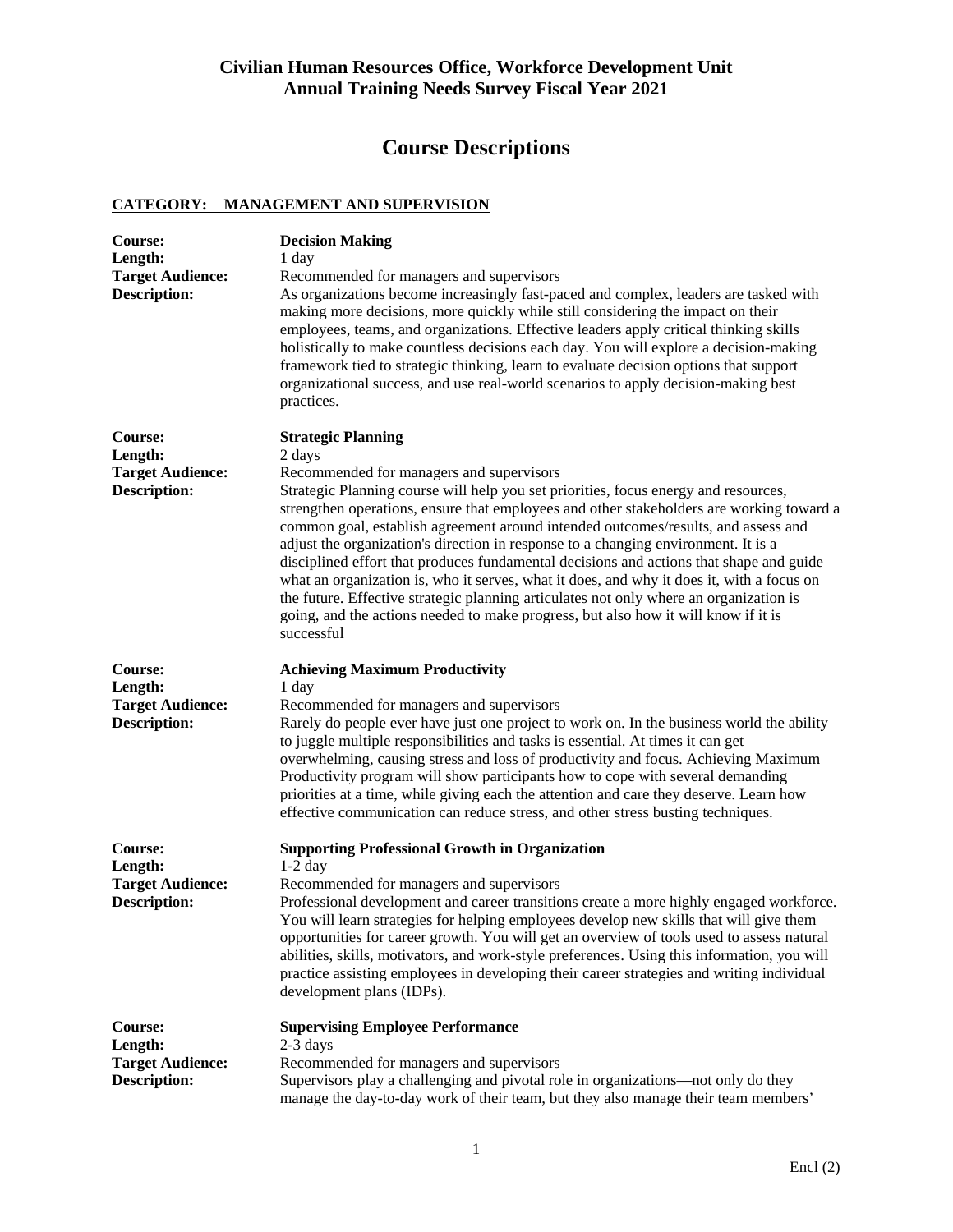**Civilian Human Resources Office, Workforce Development Unit**
**Annual Training Needs Survey Fiscal Year 2021**

# Course Descriptions

## CATEGORY: MANAGEMENT AND SUPERVISION

**Course:** **Decision Making**
**Length:** 1 day
**Target Audience:** Recommended for managers and supervisors
**Description:** As organizations become increasingly fast-paced and complex, leaders are tasked with making more decisions, more quickly while still considering the impact on their employees, teams, and organizations. Effective leaders apply critical thinking skills holistically to make countless decisions each day. You will explore a decision-making framework tied to strategic thinking, learn to evaluate decision options that support organizational success, and use real-world scenarios to apply decision-making best practices.

**Course:** **Strategic Planning**
**Length:** 2 days
**Target Audience:** Recommended for managers and supervisors
**Description:** Strategic Planning course will help you set priorities, focus energy and resources, strengthen operations, ensure that employees and other stakeholders are working toward a common goal, establish agreement around intended outcomes/results, and assess and adjust the organization's direction in response to a changing environment. It is a disciplined effort that produces fundamental decisions and actions that shape and guide what an organization is, who it serves, what it does, and why it does it, with a focus on the future. Effective strategic planning articulates not only where an organization is going, and the actions needed to make progress, but also how it will know if it is successful

**Course:** **Achieving Maximum Productivity**
**Length:** 1 day
**Target Audience:** Recommended for managers and supervisors
**Description:** Rarely do people ever have just one project to work on. In the business world the ability to juggle multiple responsibilities and tasks is essential. At times it can get overwhelming, causing stress and loss of productivity and focus. Achieving Maximum Productivity program will show participants how to cope with several demanding priorities at a time, while giving each the attention and care they deserve. Learn how effective communication can reduce stress, and other stress busting techniques.

**Course:** **Supporting Professional Growth in Organization**
**Length:** 1-2 day
**Target Audience:** Recommended for managers and supervisors
**Description:** Professional development and career transitions create a more highly engaged workforce. You will learn strategies for helping employees develop new skills that will give them opportunities for career growth. You will get an overview of tools used to assess natural abilities, skills, motivators, and work-style preferences. Using this information, you will practice assisting employees in developing their career strategies and writing individual development plans (IDPs).

**Course:** **Supervising Employee Performance**
**Length:** 2-3 days
**Target Audience:** Recommended for managers and supervisors
**Description:** Supervisors play a challenging and pivotal role in organizations—not only do they manage the day-to-day work of their team, but they also manage their team members'

Encl (2)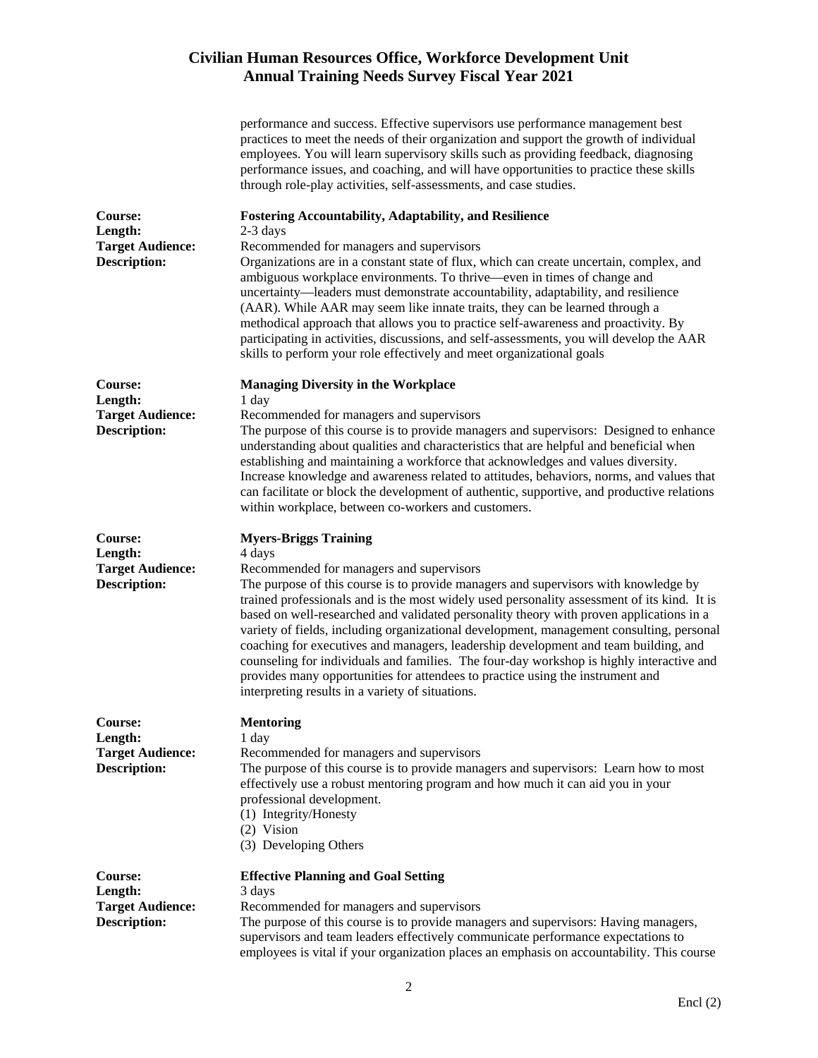performance and success. Effective supervisors use performance management best practices to meet the needs of their organization and support the growth of individual employees. You will learn supervisory skills such as providing feedback, diagnosing performance issues, and coaching, and will have opportunities to practice these skills through role-play activities, self-assessments, and case studies.

**Course:** **Fostering Accountability, Adaptability, and Resilience**
**Length:** 2-3 days
**Target Audience:** Recommended for managers and supervisors
**Description:** Organizations are in a constant state of flux, which can create uncertain, complex, and ambiguous workplace environments. To thrive—even in times of change and uncertainty—leaders must demonstrate accountability, adaptability, and resilience (AAR). While AAR may seem like innate traits, they can be learned through a methodical approach that allows you to practice self-awareness and proactivity. By participating in activities, discussions, and self-assessments, you will develop the AAR skills to perform your role effectively and meet organizational goals

**Course:** **Managing Diversity in the Workplace**
**Length:** 1 day
**Target Audience:** Recommended for managers and supervisors
**Description:** The purpose of this course is to provide managers and supervisors: Designed to enhance understanding about qualities and characteristics that are helpful and beneficial when establishing and maintaining a workforce that acknowledges and values diversity. Increase knowledge and awareness related to attitudes, behaviors, norms, and values that can facilitate or block the development of authentic, supportive, and productive relations within workplace, between co-workers and customers.

**Course:** **Myers-Briggs Training**
**Length:** 4 days
**Target Audience:** Recommended for managers and supervisors
**Description:** The purpose of this course is to provide managers and supervisors with knowledge by trained professionals and is the most widely used personality assessment of its kind. It is based on well-researched and validated personality theory with proven applications in a variety of fields, including organizational development, management consulting, personal coaching for executives and managers, leadership development and team building, and counseling for individuals and families. The four-day workshop is highly interactive and provides many opportunities for attendees to practice using the instrument and interpreting results in a variety of situations.

**Course:** **Mentoring**
**Length:** 1 day
**Target Audience:** Recommended for managers and supervisors
**Description:** The purpose of this course is to provide managers and supervisors: Learn how to most effectively use a robust mentoring program and how much it can aid you in your professional development.
(1) Integrity/Honesty
(2) Vision
(3) Developing Others

**Course:** **Effective Planning and Goal Setting**
**Length:** 3 days
**Target Audience:** Recommended for managers and supervisors
**Description:** The purpose of this course is to provide managers and supervisors: Having managers, supervisors and team leaders effectively communicate performance expectations to employees is vital if your organization places an emphasis on accountability. This course

Encl (2)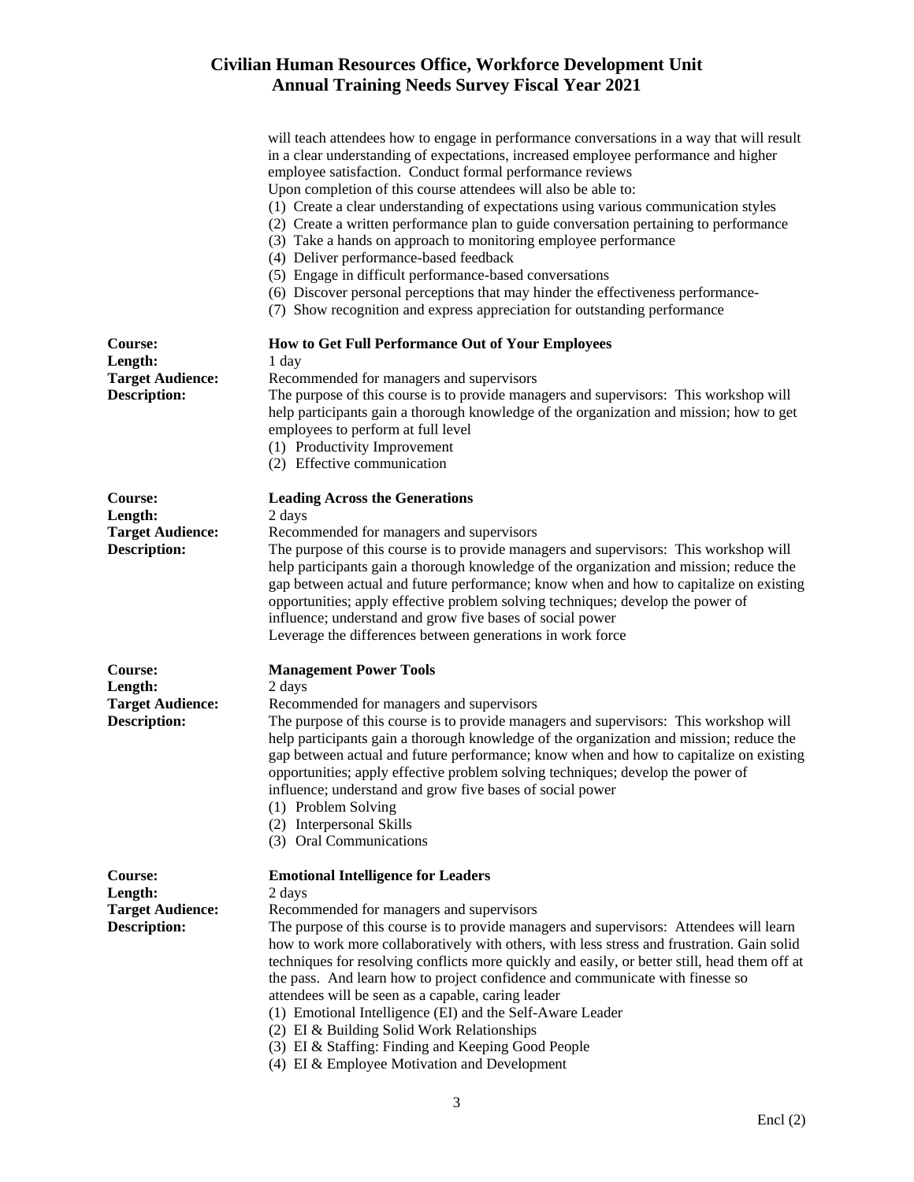will teach attendees how to engage in performance conversations in a way that will result in a clear understanding of expectations, increased employee performance and higher employee satisfaction. Conduct formal performance reviews
Upon completion of this course attendees will also be able to:

(1) Create a clear understanding of expectations using various communication styles
(2) Create a written performance plan to guide conversation pertaining to performance
(3) Take a hands on approach to monitoring employee performance
(4) Deliver performance-based feedback
(5) Engage in difficult performance-based conversations
(6) Discover personal perceptions that may hinder the effectiveness performance-
(7) Show recognition and express appreciation for outstanding performance

**Course:** **How to Get Full Performance Out of Your Employees**
**Length:** 1 day
**Target Audience:** Recommended for managers and supervisors
**Description:** The purpose of this course is to provide managers and supervisors: This workshop will help participants gain a thorough knowledge of the organization and mission; how to get employees to perform at full level

(1) Productivity Improvement
(2) Effective communication

**Course:** **Leading Across the Generations**
**Length:** 2 days
**Target Audience:** Recommended for managers and supervisors
**Description:** The purpose of this course is to provide managers and supervisors: This workshop will help participants gain a thorough knowledge of the organization and mission; reduce the gap between actual and future performance; know when and how to capitalize on existing opportunities; apply effective problem solving techniques; develop the power of influence; understand and grow five bases of social power
Leverage the differences between generations in work force

**Course:** **Management Power Tools**
**Length:** 2 days
**Target Audience:** Recommended for managers and supervisors
**Description:** The purpose of this course is to provide managers and supervisors: This workshop will help participants gain a thorough knowledge of the organization and mission; reduce the gap between actual and future performance; know when and how to capitalize on existing opportunities; apply effective problem solving techniques; develop the power of influence; understand and grow five bases of social power

(1) Problem Solving
(2) Interpersonal Skills
(3) Oral Communications

**Course:** **Emotional Intelligence for Leaders**
**Length:** 2 days
**Target Audience:** Recommended for managers and supervisors
**Description:** The purpose of this course is to provide managers and supervisors: Attendees will learn how to work more collaboratively with others, with less stress and frustration. Gain solid techniques for resolving conflicts more quickly and easily, or better still, head them off at the pass. And learn how to project confidence and communicate with finesse so attendees will be seen as a capable, caring leader

(1) Emotional Intelligence (EI) and the Self-Aware Leader
(2) EI & Building Solid Work Relationships
(3) EI & Staffing: Finding and Keeping Good People
(4) EI & Employee Motivation and Development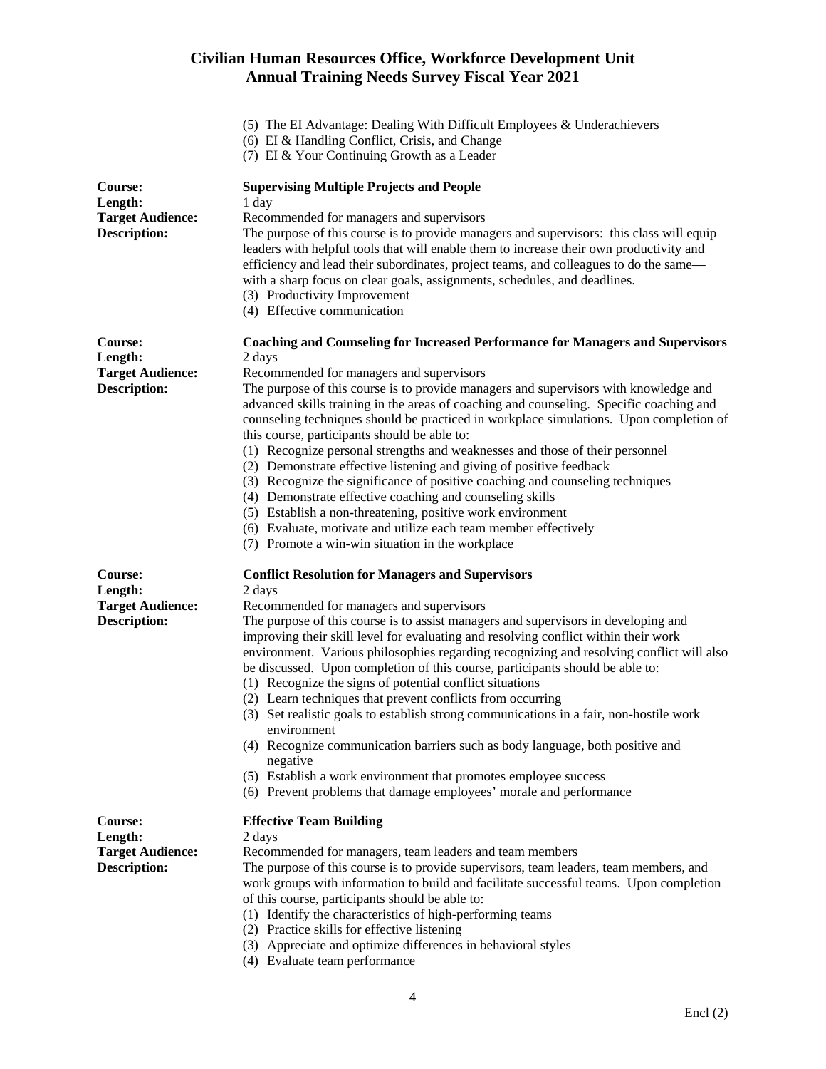(5) The EI Advantage: Dealing With Difficult Employees & Underachievers
(6) EI & Handling Conflict, Crisis, and Change
(7) EI & Your Continuing Growth as a Leader

**Course:** **Supervising Multiple Projects and People**
**Length:** 1 day
**Target Audience:** Recommended for managers and supervisors
**Description:** The purpose of this course is to provide managers and supervisors: this class will equip leaders with helpful tools that will enable them to increase their own productivity and efficiency and lead their subordinates, project teams, and colleagues to do the same—with a sharp focus on clear goals, assignments, schedules, and deadlines.
(3) Productivity Improvement
(4) Effective communication

**Course:** **Coaching and Counseling for Increased Performance for Managers and Supervisors**
**Length:** 2 days
**Target Audience:** Recommended for managers and supervisors
**Description:** The purpose of this course is to provide managers and supervisors with knowledge and advanced skills training in the areas of coaching and counseling. Specific coaching and counseling techniques should be practiced in workplace simulations. Upon completion of this course, participants should be able to:
(1) Recognize personal strengths and weaknesses and those of their personnel
(2) Demonstrate effective listening and giving of positive feedback
(3) Recognize the significance of positive coaching and counseling techniques
(4) Demonstrate effective coaching and counseling skills
(5) Establish a non-threatening, positive work environment
(6) Evaluate, motivate and utilize each team member effectively
(7) Promote a win-win situation in the workplace

**Course:** **Conflict Resolution for Managers and Supervisors**
**Length:** 2 days
**Target Audience:** Recommended for managers and supervisors
**Description:** The purpose of this course is to assist managers and supervisors in developing and improving their skill level for evaluating and resolving conflict within their work environment. Various philosophies regarding recognizing and resolving conflict will also be discussed. Upon completion of this course, participants should be able to:
(1) Recognize the signs of potential conflict situations
(2) Learn techniques that prevent conflicts from occurring
(3) Set realistic goals to establish strong communications in a fair, non-hostile work environment
(4) Recognize communication barriers such as body language, both positive and negative
(5) Establish a work environment that promotes employee success
(6) Prevent problems that damage employees' morale and performance

**Course:** **Effective Team Building**
**Length:** 2 days
**Target Audience:** Recommended for managers, team leaders and team members
**Description:** The purpose of this course is to provide supervisors, team leaders, team members, and work groups with information to build and facilitate successful teams. Upon completion of this course, participants should be able to:
(1) Identify the characteristics of high-performing teams
(2) Practice skills for effective listening
(3) Appreciate and optimize differences in behavioral styles
(4) Evaluate team performance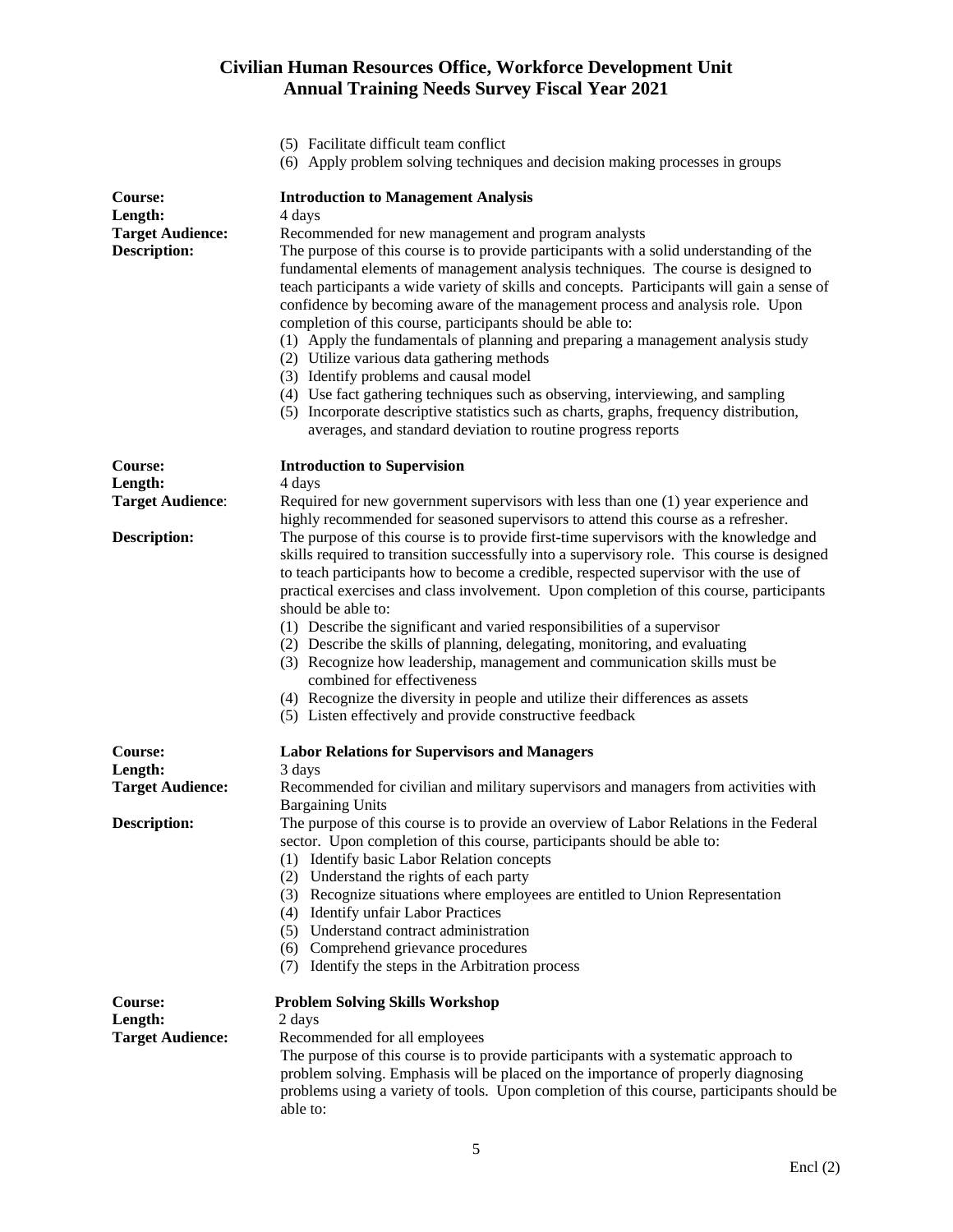(5) Facilitate difficult team conflict
(6) Apply problem solving techniques and decision making processes in groups

**Course:** **Introduction to Management Analysis**
**Length:** 4 days
**Target Audience:** Recommended for new management and program analysts
**Description:** The purpose of this course is to provide participants with a solid understanding of the fundamental elements of management analysis techniques. The course is designed to teach participants a wide variety of skills and concepts. Participants will gain a sense of confidence by becoming aware of the management process and analysis role. Upon completion of this course, participants should be able to:

(1) Apply the fundamentals of planning and preparing a management analysis study
(2) Utilize various data gathering methods
(3) Identify problems and causal model
(4) Use fact gathering techniques such as observing, interviewing, and sampling
(5) Incorporate descriptive statistics such as charts, graphs, frequency distribution, averages, and standard deviation to routine progress reports

**Course:** **Introduction to Supervision**
**Length:** 4 days
**Target Audience**: Required for new government supervisors with less than one (1) year experience and highly recommended for seasoned supervisors to attend this course as a refresher.
**Description:** The purpose of this course is to provide first-time supervisors with the knowledge and skills required to transition successfully into a supervisory role. This course is designed to teach participants how to become a credible, respected supervisor with the use of practical exercises and class involvement. Upon completion of this course, participants should be able to:

(1) Describe the significant and varied responsibilities of a supervisor
(2) Describe the skills of planning, delegating, monitoring, and evaluating
(3) Recognize how leadership, management and communication skills must be combined for effectiveness
(4) Recognize the diversity in people and utilize their differences as assets
(5) Listen effectively and provide constructive feedback

**Course:** **Labor Relations for Supervisors and Managers**
**Length:** 3 days
**Target Audience:** Recommended for civilian and military supervisors and managers from activities with Bargaining Units
**Description:** The purpose of this course is to provide an overview of Labor Relations in the Federal sector. Upon completion of this course, participants should be able to:

(1) Identify basic Labor Relation concepts
(2) Understand the rights of each party
(3) Recognize situations where employees are entitled to Union Representation
(4) Identify unfair Labor Practices
(5) Understand contract administration
(6) Comprehend grievance procedures
(7) Identify the steps in the Arbitration process

**Course:** **Problem Solving Skills Workshop**
**Length:** 2 days
**Target Audience:** Recommended for all employees

The purpose of this course is to provide participants with a systematic approach to problem solving. Emphasis will be placed on the importance of properly diagnosing problems using a variety of tools. Upon completion of this course, participants should be able to: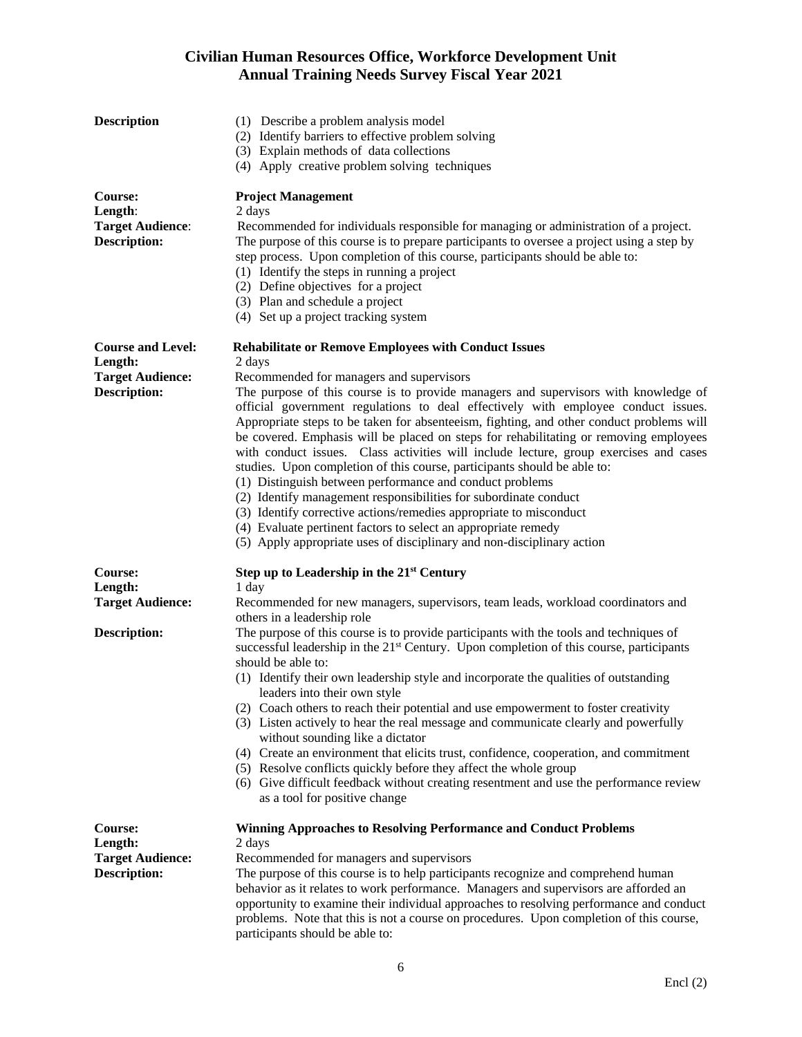**Civilian Human Resources Office, Workforce Development Unit**
**Annual Training Needs Survey Fiscal Year 2021**

**Description**
(1) Describe a problem analysis model
(2) Identify barriers to effective problem solving
(3) Explain methods of data collections
(4) Apply creative problem solving techniques

**Course:** **Project Management**
**Length**: 2 days
**Target Audience**: Recommended for individuals responsible for managing or administration of a project.
**Description:** The purpose of this course is to prepare participants to oversee a project using a step by step process. Upon completion of this course, participants should be able to:
(1) Identify the steps in running a project
(2) Define objectives for a project
(3) Plan and schedule a project
(4) Set up a project tracking system

**Course and Level:** **Rehabilitate or Remove Employees with Conduct Issues**
**Length:** 2 days
**Target Audience:** Recommended for managers and supervisors
**Description:** The purpose of this course is to provide managers and supervisors with knowledge of official government regulations to deal effectively with employee conduct issues. Appropriate steps to be taken for absenteeism, fighting, and other conduct problems will be covered. Emphasis will be placed on steps for rehabilitating or removing employees with conduct issues. Class activities will include lecture, group exercises and cases studies. Upon completion of this course, participants should be able to:
(1) Distinguish between performance and conduct problems
(2) Identify management responsibilities for subordinate conduct
(3) Identify corrective actions/remedies appropriate to misconduct
(4) Evaluate pertinent factors to select an appropriate remedy
(5) Apply appropriate uses of disciplinary and non-disciplinary action

**Course:** **Step up to Leadership in the 21st Century**
**Length:** 1 day
**Target Audience:** Recommended for new managers, supervisors, team leads, workload coordinators and others in a leadership role
**Description:** The purpose of this course is to provide participants with the tools and techniques of successful leadership in the 21st Century. Upon completion of this course, participants should be able to:
(1) Identify their own leadership style and incorporate the qualities of outstanding leaders into their own style
(2) Coach others to reach their potential and use empowerment to foster creativity
(3) Listen actively to hear the real message and communicate clearly and powerfully without sounding like a dictator
(4) Create an environment that elicits trust, confidence, cooperation, and commitment
(5) Resolve conflicts quickly before they affect the whole group
(6) Give difficult feedback without creating resentment and use the performance review as a tool for positive change

**Course:** **Winning Approaches to Resolving Performance and Conduct Problems**
**Length:** 2 days
**Target Audience:** Recommended for managers and supervisors
**Description:** The purpose of this course is to help participants recognize and comprehend human behavior as it relates to work performance. Managers and supervisors are afforded an opportunity to examine their individual approaches to resolving performance and conduct problems. Note that this is not a course on procedures. Upon completion of this course, participants should be able to:

Encl (2)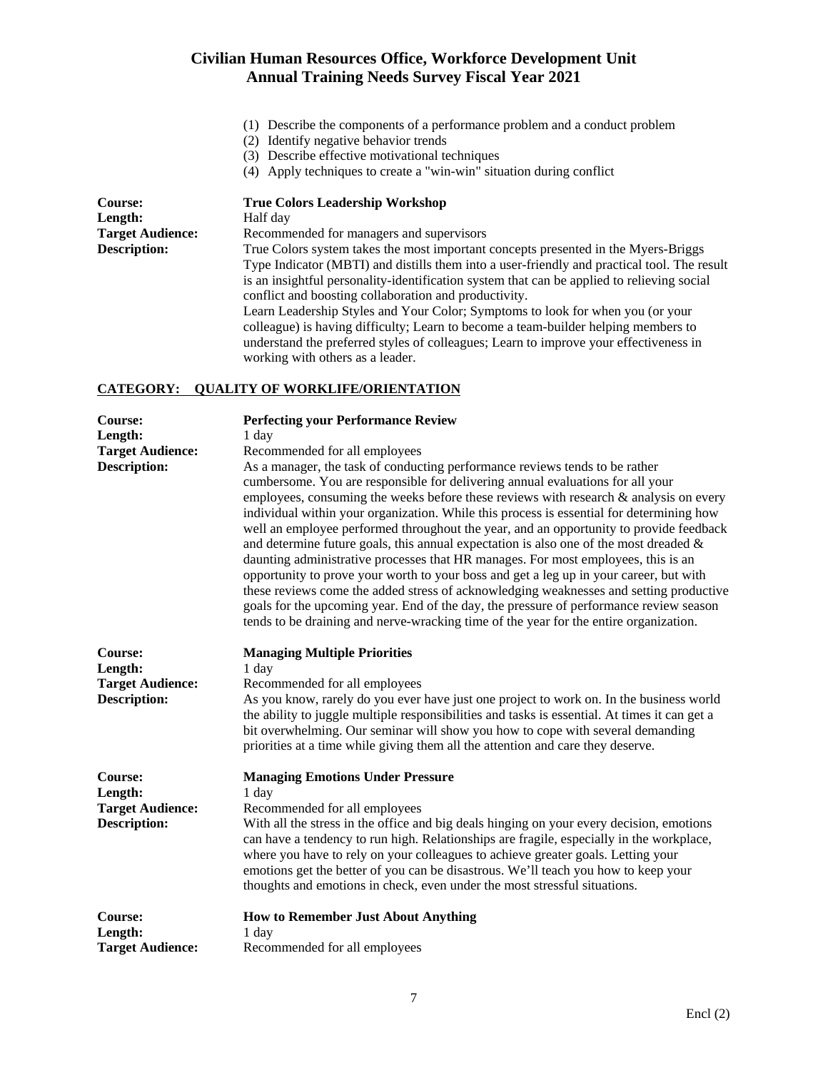(1) Describe the components of a performance problem and a conduct problem
(2) Identify negative behavior trends
(3) Describe effective motivational techniques
(4) Apply techniques to create a "win-win" situation during conflict

**Course:** **True Colors Leadership Workshop**
**Length:** Half day
**Target Audience:** Recommended for managers and supervisors
**Description:** True Colors system takes the most important concepts presented in the Myers-Briggs Type Indicator (MBTI) and distills them into a user-friendly and practical tool. The result is an insightful personality-identification system that can be applied to relieving social conflict and boosting collaboration and productivity.
Learn Leadership Styles and Your Color; Symptoms to look for when you (or your colleague) is having difficulty; Learn to become a team-builder helping members to understand the preferred styles of colleagues; Learn to improve your effectiveness in working with others as a leader.

## CATEGORY: QUALITY OF WORKLIFE/ORIENTATION

**Course:** **Perfecting your Performance Review**
**Length:** 1 day
**Target Audience:** Recommended for all employees
**Description:** As a manager, the task of conducting performance reviews tends to be rather cumbersome. You are responsible for delivering annual evaluations for all your employees, consuming the weeks before these reviews with research & analysis on every individual within your organization. While this process is essential for determining how well an employee performed throughout the year, and an opportunity to provide feedback and determine future goals, this annual expectation is also one of the most dreaded & daunting administrative processes that HR manages. For most employees, this is an opportunity to prove your worth to your boss and get a leg up in your career, but with these reviews come the added stress of acknowledging weaknesses and setting productive goals for the upcoming year. End of the day, the pressure of performance review season tends to be draining and nerve-wracking time of the year for the entire organization.

**Course:** **Managing Multiple Priorities**
**Length:** 1 day
**Target Audience:** Recommended for all employees
**Description:** As you know, rarely do you ever have just one project to work on. In the business world the ability to juggle multiple responsibilities and tasks is essential. At times it can get a bit overwhelming. Our seminar will show you how to cope with several demanding priorities at a time while giving them all the attention and care they deserve.

**Course:** **Managing Emotions Under Pressure**
**Length:** 1 day
**Target Audience:** Recommended for all employees
**Description:** With all the stress in the office and big deals hinging on your every decision, emotions can have a tendency to run high. Relationships are fragile, especially in the workplace, where you have to rely on your colleagues to achieve greater goals. Letting your emotions get the better of you can be disastrous. We'll teach you how to keep your thoughts and emotions in check, even under the most stressful situations.

**Course:** **How to Remember Just About Anything**
**Length:** 1 day
**Target Audience:** Recommended for all employees

Encl (2)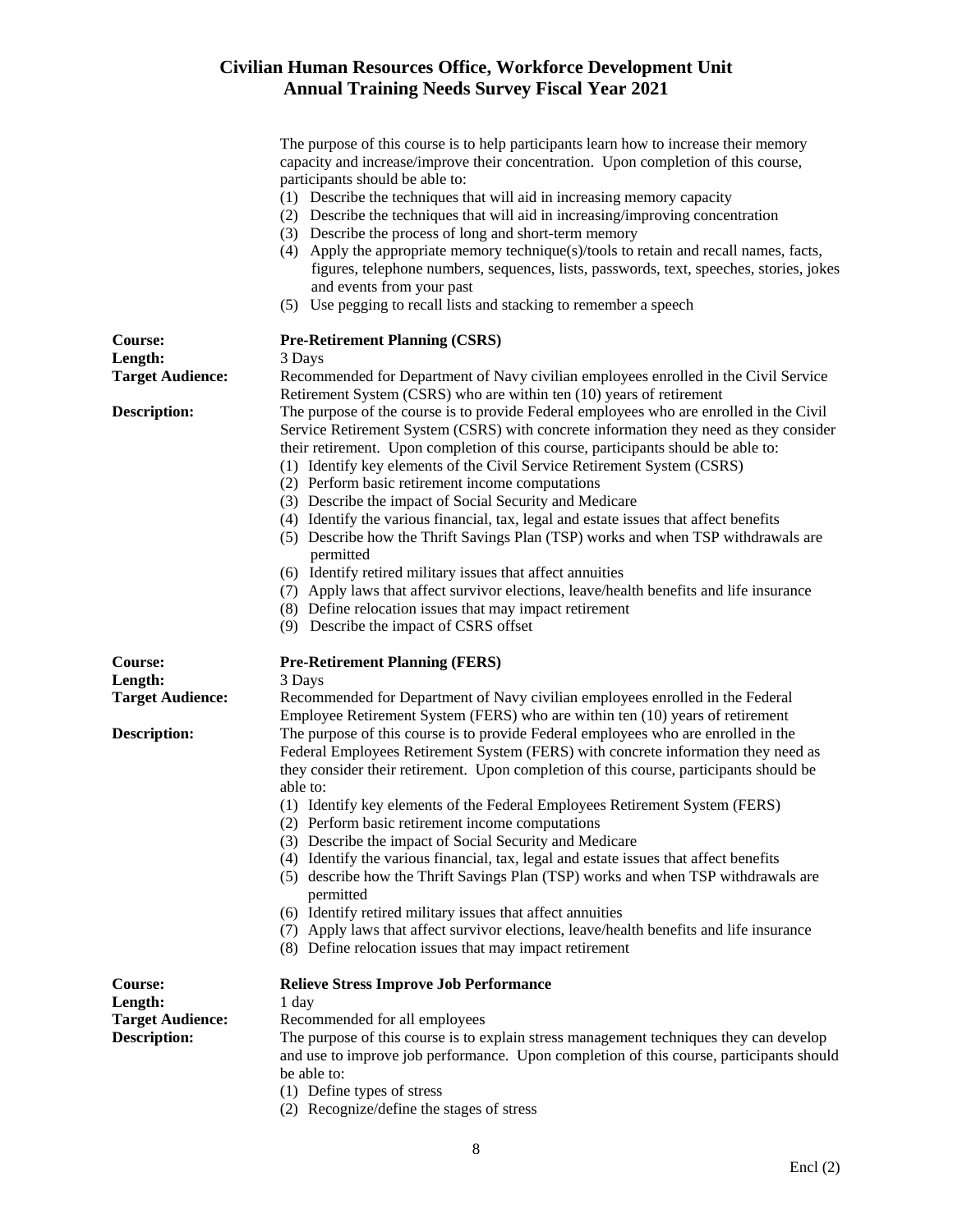The purpose of this course is to help participants learn how to increase their memory capacity and increase/improve their concentration. Upon completion of this course, participants should be able to:

1. Describe the techniques that will aid in increasing memory capacity
2. Describe the techniques that will aid in increasing/improving concentration
3. Describe the process of long and short-term memory
4. Apply the appropriate memory technique(s)/tools to retain and recall names, facts, figures, telephone numbers, sequences, lists, passwords, text, speeches, stories, jokes and events from your past
5. Use pegging to recall lists and stacking to remember a speech

**Course:** **Pre-Retirement Planning (CSRS)**
**Length:** 3 Days
**Target Audience:** Recommended for Department of Navy civilian employees enrolled in the Civil Service Retirement System (CSRS) who are within ten (10) years of retirement
**Description:** The purpose of the course is to provide Federal employees who are enrolled in the Civil Service Retirement System (CSRS) with concrete information they need as they consider their retirement. Upon completion of this course, participants should be able to:

1. Identify key elements of the Civil Service Retirement System (CSRS)
2. Perform basic retirement income computations
3. Describe the impact of Social Security and Medicare
4. Identify the various financial, tax, legal and estate issues that affect benefits
5. Describe how the Thrift Savings Plan (TSP) works and when TSP withdrawals are permitted
6. Identify retired military issues that affect annuities
7. Apply laws that affect survivor elections, leave/health benefits and life insurance
8. Define relocation issues that may impact retirement
9. Describe the impact of CSRS offset

**Course:** **Pre-Retirement Planning (FERS)**
**Length:** 3 Days
**Target Audience:** Recommended for Department of Navy civilian employees enrolled in the Federal Employee Retirement System (FERS) who are within ten (10) years of retirement
**Description:** The purpose of this course is to provide Federal employees who are enrolled in the Federal Employees Retirement System (FERS) with concrete information they need as they consider their retirement. Upon completion of this course, participants should be able to:

1. Identify key elements of the Federal Employees Retirement System (FERS)
2. Perform basic retirement income computations
3. Describe the impact of Social Security and Medicare
4. Identify the various financial, tax, legal and estate issues that affect benefits
5. describe how the Thrift Savings Plan (TSP) works and when TSP withdrawals are permitted
6. Identify retired military issues that affect annuities
7. Apply laws that affect survivor elections, leave/health benefits and life insurance
8. Define relocation issues that may impact retirement

**Course:** **Relieve Stress Improve Job Performance**
**Length:** 1 day
**Target Audience:** Recommended for all employees
**Description:** The purpose of this course is to explain stress management techniques they can develop and use to improve job performance. Upon completion of this course, participants should be able to:

1. Define types of stress
2. Recognize/define the stages of stress

Encl (2)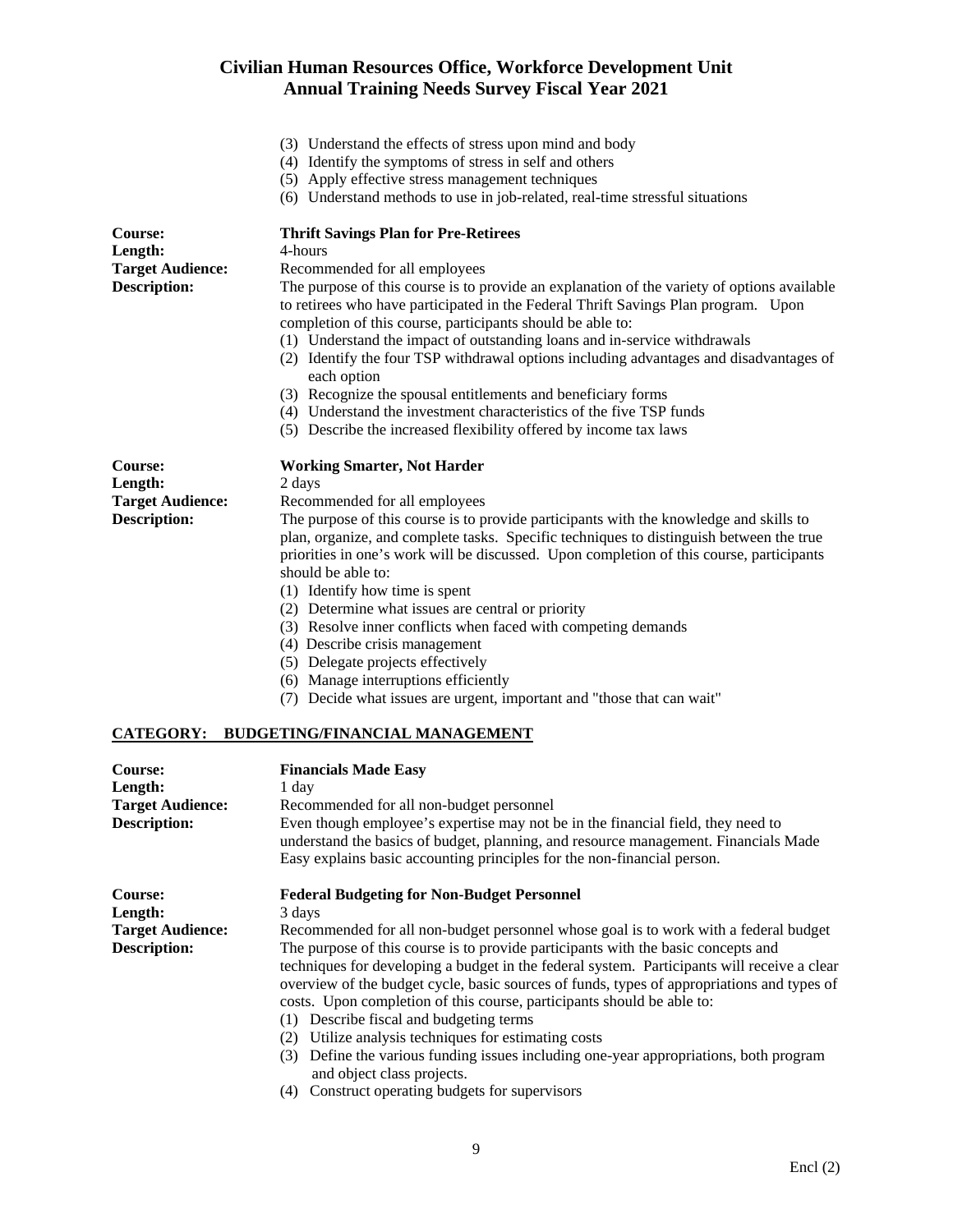(3) Understand the effects of stress upon mind and body
(4) Identify the symptoms of stress in self and others
(5) Apply effective stress management techniques
(6) Understand methods to use in job-related, real-time stressful situations

**Course:** **Thrift Savings Plan for Pre-Retirees**
**Length:** 4-hours
**Target Audience:** Recommended for all employees
**Description:** The purpose of this course is to provide an explanation of the variety of options available to retirees who have participated in the Federal Thrift Savings Plan program. Upon completion of this course, participants should be able to:

(1) Understand the impact of outstanding loans and in-service withdrawals
(2) Identify the four TSP withdrawal options including advantages and disadvantages of each option
(3) Recognize the spousal entitlements and beneficiary forms
(4) Understand the investment characteristics of the five TSP funds
(5) Describe the increased flexibility offered by income tax laws

**Course:** **Working Smarter, Not Harder**
**Length:** 2 days
**Target Audience:** Recommended for all employees
**Description:** The purpose of this course is to provide participants with the knowledge and skills to plan, organize, and complete tasks. Specific techniques to distinguish between the true priorities in one's work will be discussed. Upon completion of this course, participants should be able to:

(1) Identify how time is spent
(2) Determine what issues are central or priority
(3) Resolve inner conflicts when faced with competing demands
(4) Describe crisis management
(5) Delegate projects effectively
(6) Manage interruptions efficiently
(7) Decide what issues are urgent, important and "those that can wait"

## CATEGORY: BUDGETING/FINANCIAL MANAGEMENT

**Course:** **Financials Made Easy**
**Length:** 1 day
**Target Audience:** Recommended for all non-budget personnel
**Description:** Even though employee's expertise may not be in the financial field, they need to understand the basics of budget, planning, and resource management. Financials Made Easy explains basic accounting principles for the non-financial person.

**Course:** **Federal Budgeting for Non-Budget Personnel**
**Length:** 3 days
**Target Audience:** Recommended for all non-budget personnel whose goal is to work with a federal budget
**Description:** The purpose of this course is to provide participants with the basic concepts and techniques for developing a budget in the federal system. Participants will receive a clear overview of the budget cycle, basic sources of funds, types of appropriations and types of costs. Upon completion of this course, participants should be able to:

(1) Describe fiscal and budgeting terms
(2) Utilize analysis techniques for estimating costs
(3) Define the various funding issues including one-year appropriations, both program and object class projects.
(4) Construct operating budgets for supervisors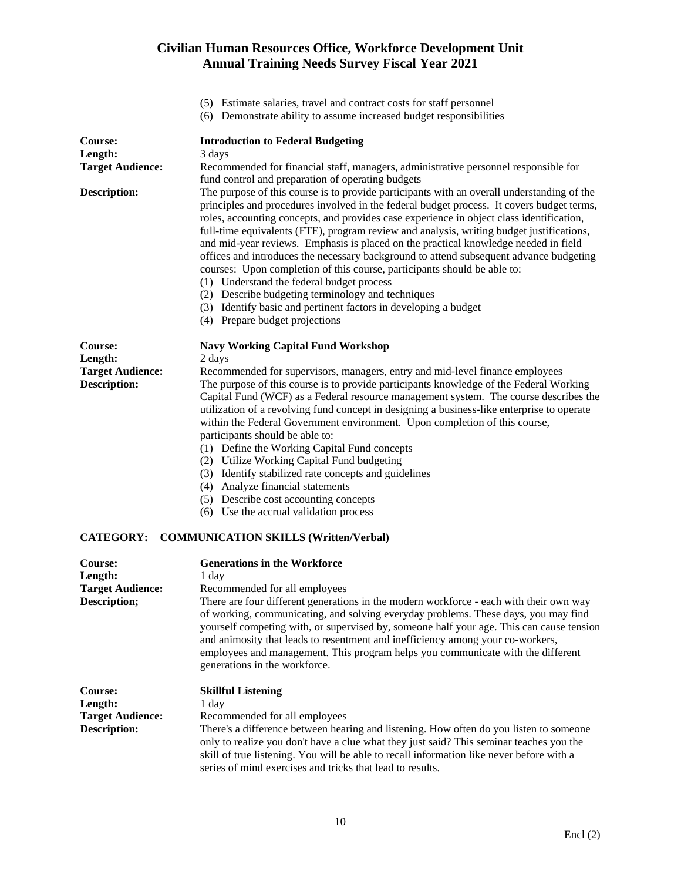(5) Estimate salaries, travel and contract costs for staff personnel
(6) Demonstrate ability to assume increased budget responsibilities

**Course:** **Introduction to Federal Budgeting**
**Length:** 3 days
**Target Audience:** Recommended for financial staff, managers, administrative personnel responsible for fund control and preparation of operating budgets
**Description:** The purpose of this course is to provide participants with an overall understanding of the principles and procedures involved in the federal budget process. It covers budget terms, roles, accounting concepts, and provides case experience in object class identification, full-time equivalents (FTE), program review and analysis, writing budget justifications, and mid-year reviews. Emphasis is placed on the practical knowledge needed in field offices and introduces the necessary background to attend subsequent advance budgeting courses: Upon completion of this course, participants should be able to:

(1) Understand the federal budget process
(2) Describe budgeting terminology and techniques
(3) Identify basic and pertinent factors in developing a budget
(4) Prepare budget projections

**Course:** **Navy Working Capital Fund Workshop**
**Length:** 2 days
**Target Audience:** Recommended for supervisors, managers, entry and mid-level finance employees
**Description:** The purpose of this course is to provide participants knowledge of the Federal Working Capital Fund (WCF) as a Federal resource management system. The course describes the utilization of a revolving fund concept in designing a business-like enterprise to operate within the Federal Government environment. Upon completion of this course, participants should be able to:

(1) Define the Working Capital Fund concepts
(2) Utilize Working Capital Fund budgeting
(3) Identify stabilized rate concepts and guidelines
(4) Analyze financial statements
(5) Describe cost accounting concepts
(6) Use the accrual validation process

## CATEGORY: COMMUNICATION SKILLS (Written/Verbal)

**Course:** **Generations in the Workforce**
**Length:** 1 day
**Target Audience:** Recommended for all employees
**Description;** There are four different generations in the modern workforce - each with their own way of working, communicating, and solving everyday problems. These days, you may find yourself competing with, or supervised by, someone half your age. This can cause tension and animosity that leads to resentment and inefficiency among your co-workers, employees and management. This program helps you communicate with the different generations in the workforce.

**Course:** **Skillful Listening**
**Length:** 1 day
**Target Audience:** Recommended for all employees
**Description:** There's a difference between hearing and listening. How often do you listen to someone only to realize you don't have a clue what they just said? This seminar teaches you the skill of true listening. You will be able to recall information like never before with a series of mind exercises and tricks that lead to results.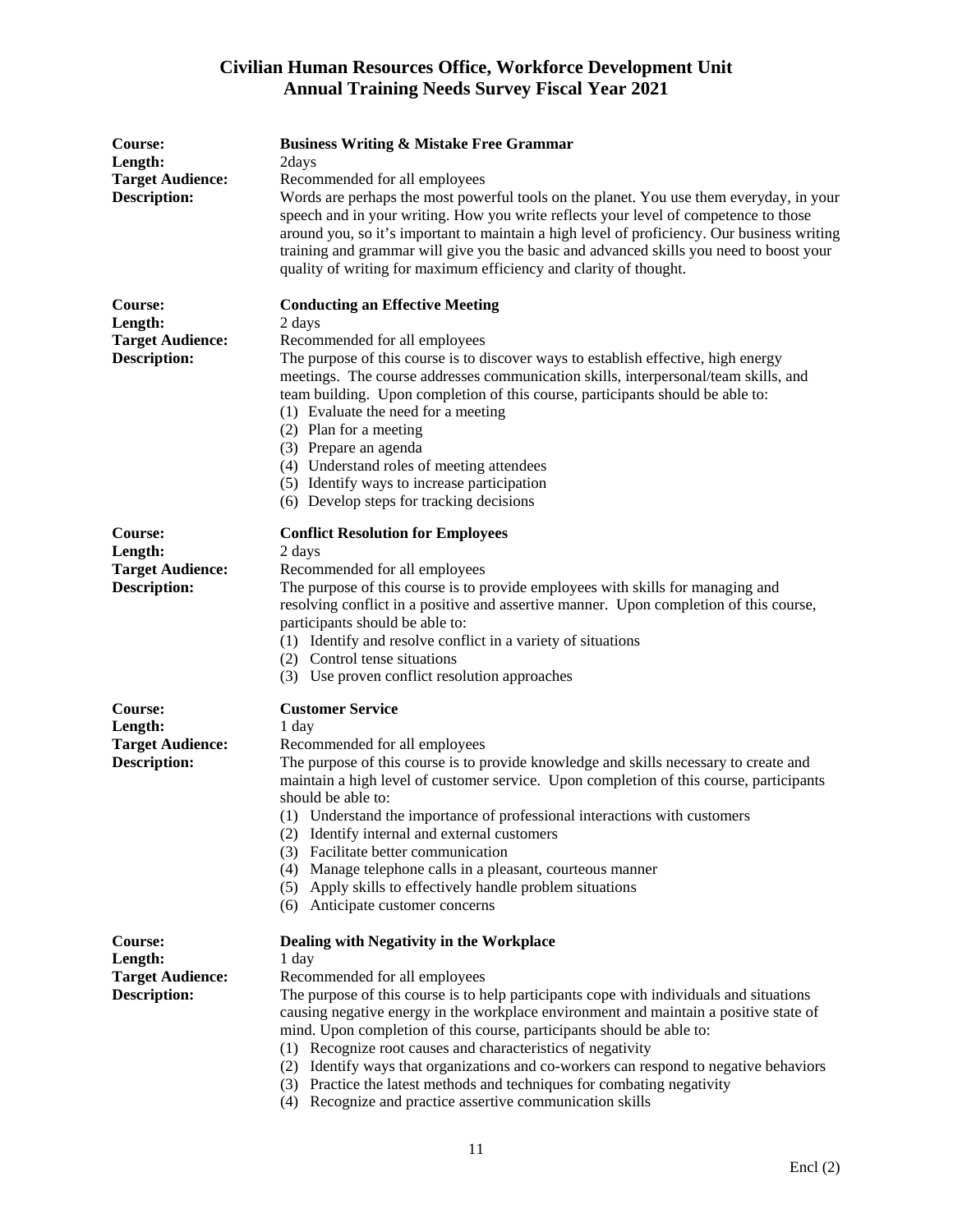# Civilian Human Resources Office, Workforce Development Unit
## Annual Training Needs Survey Fiscal Year 2021

**Course:** **Business Writing & Mistake Free Grammar**
**Length:** 2days
**Target Audience:** Recommended for all employees
**Description:** Words are perhaps the most powerful tools on the planet. You use them everyday, in your speech and in your writing. How you write reflects your level of competence to those around you, so it's important to maintain a high level of proficiency. Our business writing training and grammar will give you the basic and advanced skills you need to boost your quality of writing for maximum efficiency and clarity of thought.

**Course:** **Conducting an Effective Meeting**
**Length:** 2 days
**Target Audience:** Recommended for all employees
**Description:** The purpose of this course is to discover ways to establish effective, high energy meetings. The course addresses communication skills, interpersonal/team skills, and team building. Upon completion of this course, participants should be able to:

(1) Evaluate the need for a meeting
(2) Plan for a meeting
(3) Prepare an agenda
(4) Understand roles of meeting attendees
(5) Identify ways to increase participation
(6) Develop steps for tracking decisions

**Course:** **Conflict Resolution for Employees**
**Length:** 2 days
**Target Audience:** Recommended for all employees
**Description:** The purpose of this course is to provide employees with skills for managing and resolving conflict in a positive and assertive manner. Upon completion of this course, participants should be able to:

(1) Identify and resolve conflict in a variety of situations
(2) Control tense situations
(3) Use proven conflict resolution approaches

**Course:** **Customer Service**
**Length:** 1 day
**Target Audience:** Recommended for all employees
**Description:** The purpose of this course is to provide knowledge and skills necessary to create and maintain a high level of customer service. Upon completion of this course, participants should be able to:

(1) Understand the importance of professional interactions with customers
(2) Identify internal and external customers
(3) Facilitate better communication
(4) Manage telephone calls in a pleasant, courteous manner
(5) Apply skills to effectively handle problem situations
(6) Anticipate customer concerns

**Course:** **Dealing with Negativity in the Workplace**
**Length:** 1 day
**Target Audience:** Recommended for all employees
**Description:** The purpose of this course is to help participants cope with individuals and situations causing negative energy in the workplace environment and maintain a positive state of mind. Upon completion of this course, participants should be able to:

(1) Recognize root causes and characteristics of negativity
(2) Identify ways that organizations and co-workers can respond to negative behaviors
(3) Practice the latest methods and techniques for combating negativity
(4) Recognize and practice assertive communication skills

Encl (2)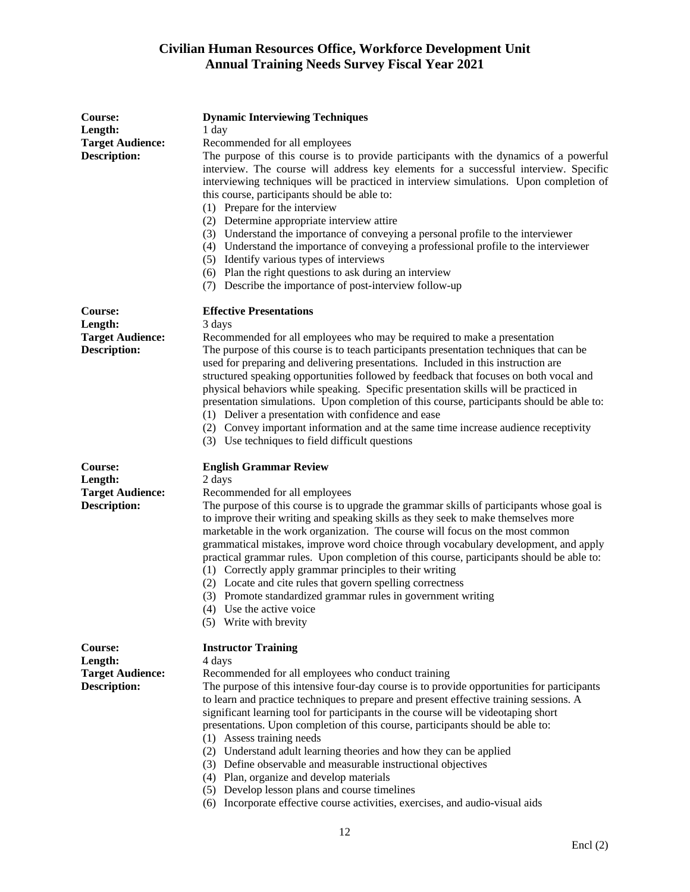**Civilian Human Resources Office, Workforce Development Unit**
**Annual Training Needs Survey Fiscal Year 2021**

**Course:** **Dynamic Interviewing Techniques**
**Length:** 1 day
**Target Audience:** Recommended for all employees
**Description:** The purpose of this course is to provide participants with the dynamics of a powerful interview. The course will address key elements for a successful interview. Specific interviewing techniques will be practiced in interview simulations. Upon completion of this course, participants should be able to:

(1) Prepare for the interview
(2) Determine appropriate interview attire
(3) Understand the importance of conveying a personal profile to the interviewer
(4) Understand the importance of conveying a professional profile to the interviewer
(5) Identify various types of interviews
(6) Plan the right questions to ask during an interview
(7) Describe the importance of post-interview follow-up

**Course:** **Effective Presentations**
**Length:** 3 days
**Target Audience:** Recommended for all employees who may be required to make a presentation
**Description:** The purpose of this course is to teach participants presentation techniques that can be used for preparing and delivering presentations. Included in this instruction are structured speaking opportunities followed by feedback that focuses on both vocal and physical behaviors while speaking. Specific presentation skills will be practiced in presentation simulations. Upon completion of this course, participants should be able to:

(1) Deliver a presentation with confidence and ease
(2) Convey important information and at the same time increase audience receptivity
(3) Use techniques to field difficult questions

**Course:** **English Grammar Review**
**Length:** 2 days
**Target Audience:** Recommended for all employees
**Description:** The purpose of this course is to upgrade the grammar skills of participants whose goal is to improve their writing and speaking skills as they seek to make themselves more marketable in the work organization. The course will focus on the most common grammatical mistakes, improve word choice through vocabulary development, and apply practical grammar rules. Upon completion of this course, participants should be able to:

(1) Correctly apply grammar principles to their writing
(2) Locate and cite rules that govern spelling correctness
(3) Promote standardized grammar rules in government writing
(4) Use the active voice
(5) Write with brevity

**Course:** **Instructor Training**
**Length:** 4 days
**Target Audience:** Recommended for all employees who conduct training
**Description:** The purpose of this intensive four-day course is to provide opportunities for participants to learn and practice techniques to prepare and present effective training sessions. A significant learning tool for participants in the course will be videotaping short presentations. Upon completion of this course, participants should be able to:

(1) Assess training needs
(2) Understand adult learning theories and how they can be applied
(3) Define observable and measurable instructional objectives
(4) Plan, organize and develop materials
(5) Develop lesson plans and course timelines
(6) Incorporate effective course activities, exercises, and audio-visual aids

Encl (2)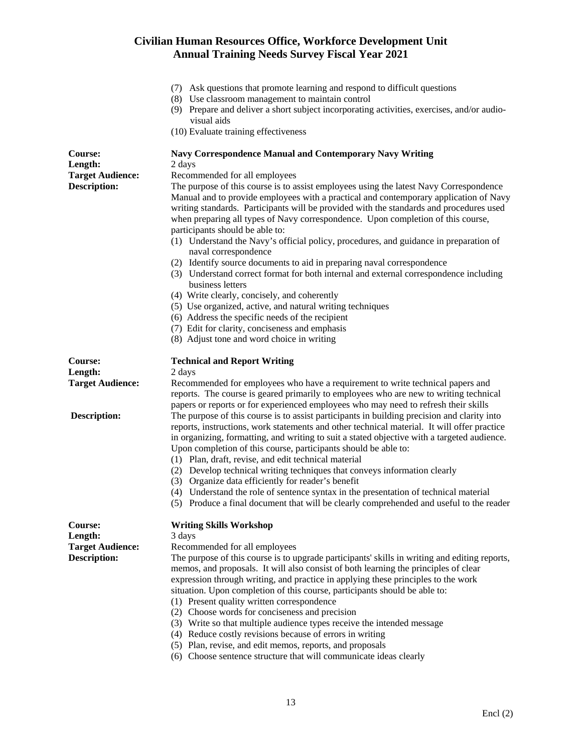(7) Ask questions that promote learning and respond to difficult questions
(8) Use classroom management to maintain control
(9) Prepare and deliver a short subject incorporating activities, exercises, and/or audio-visual aids
(10) Evaluate training effectiveness

**Course:** **Navy Correspondence Manual and Contemporary Navy Writing**
**Length:** 2 days
**Target Audience:** Recommended for all employees
**Description:** The purpose of this course is to assist employees using the latest Navy Correspondence Manual and to provide employees with a practical and contemporary application of Navy writing standards. Participants will be provided with the standards and procedures used when preparing all types of Navy correspondence. Upon completion of this course, participants should be able to:

(1) Understand the Navy's official policy, procedures, and guidance in preparation of naval correspondence
(2) Identify source documents to aid in preparing naval correspondence
(3) Understand correct format for both internal and external correspondence including business letters
(4) Write clearly, concisely, and coherently
(5) Use organized, active, and natural writing techniques
(6) Address the specific needs of the recipient
(7) Edit for clarity, conciseness and emphasis
(8) Adjust tone and word choice in writing

**Course:** **Technical and Report Writing**
**Length:** 2 days
**Target Audience:** Recommended for employees who have a requirement to write technical papers and reports. The course is geared primarily to employees who are new to writing technical papers or reports or for experienced employees who may need to refresh their skills
**Description:** The purpose of this course is to assist participants in building precision and clarity into reports, instructions, work statements and other technical material. It will offer practice in organizing, formatting, and writing to suit a stated objective with a targeted audience. Upon completion of this course, participants should be able to:

(1) Plan, draft, revise, and edit technical material
(2) Develop technical writing techniques that conveys information clearly
(3) Organize data efficiently for reader's benefit
(4) Understand the role of sentence syntax in the presentation of technical material
(5) Produce a final document that will be clearly comprehended and useful to the reader

**Course:** **Writing Skills Workshop**
**Length:** 3 days
**Target Audience:** Recommended for all employees
**Description:** The purpose of this course is to upgrade participants' skills in writing and editing reports, memos, and proposals. It will also consist of both learning the principles of clear expression through writing, and practice in applying these principles to the work situation. Upon completion of this course, participants should be able to:

(1) Present quality written correspondence
(2) Choose words for conciseness and precision
(3) Write so that multiple audience types receive the intended message
(4) Reduce costly revisions because of errors in writing
(5) Plan, revise, and edit memos, reports, and proposals
(6) Choose sentence structure that will communicate ideas clearly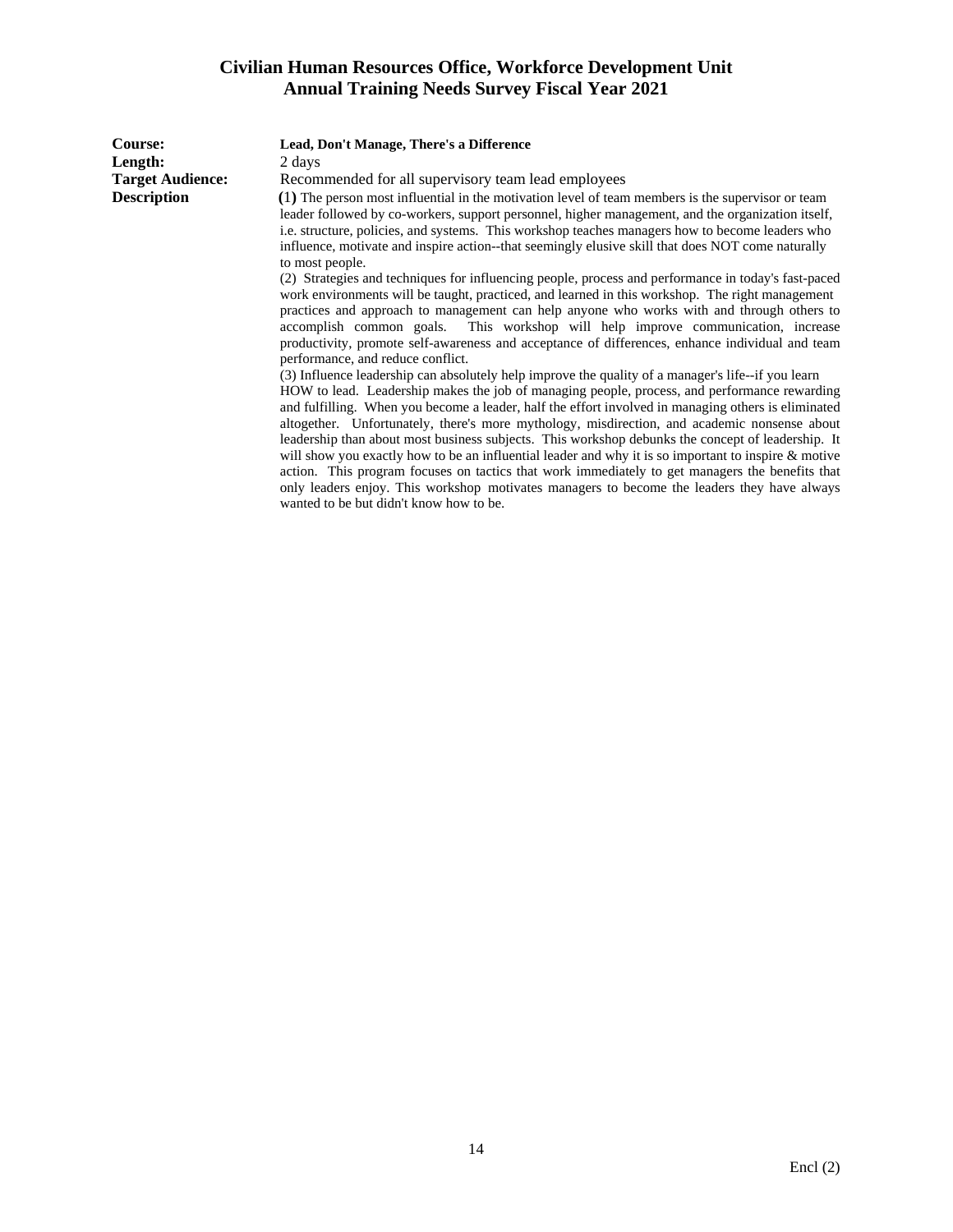## Civilian Human Resources Office, Workforce Development Unit
## Annual Training Needs Survey Fiscal Year 2021

**Course:** **Lead, Don't Manage, There's a Difference**

**Length:** 2 days

**Target Audience:** Recommended for all supervisory team lead employees

**Description**

**(**1**)** The person most influential in the motivation level of team members is the supervisor or team leader followed by co-workers, support personnel, higher management, and the organization itself, i.e. structure, policies, and systems. This workshop teaches managers how to become leaders who influence, motivate and inspire action--that seemingly elusive skill that does NOT come naturally to most people.

(2) Strategies and techniques for influencing people, process and performance in today's fast-paced work environments will be taught, practiced, and learned in this workshop. The right management practices and approach to management can help anyone who works with and through others to accomplish common goals. This workshop will help improve communication, increase productivity, promote self-awareness and acceptance of differences, enhance individual and team performance, and reduce conflict.

(3) Influence leadership can absolutely help improve the quality of a manager's life--if you learn HOW to lead. Leadership makes the job of managing people, process, and performance rewarding and fulfilling. When you become a leader, half the effort involved in managing others is eliminated altogether. Unfortunately, there's more mythology, misdirection, and academic nonsense about leadership than about most business subjects. This workshop debunks the concept of leadership. It will show you exactly how to be an influential leader and why it is so important to inspire & motive action. This program focuses on tactics that work immediately to get managers the benefits that only leaders enjoy. This workshop motivates managers to become the leaders they have always wanted to be but didn't know how to be.

Encl (2)